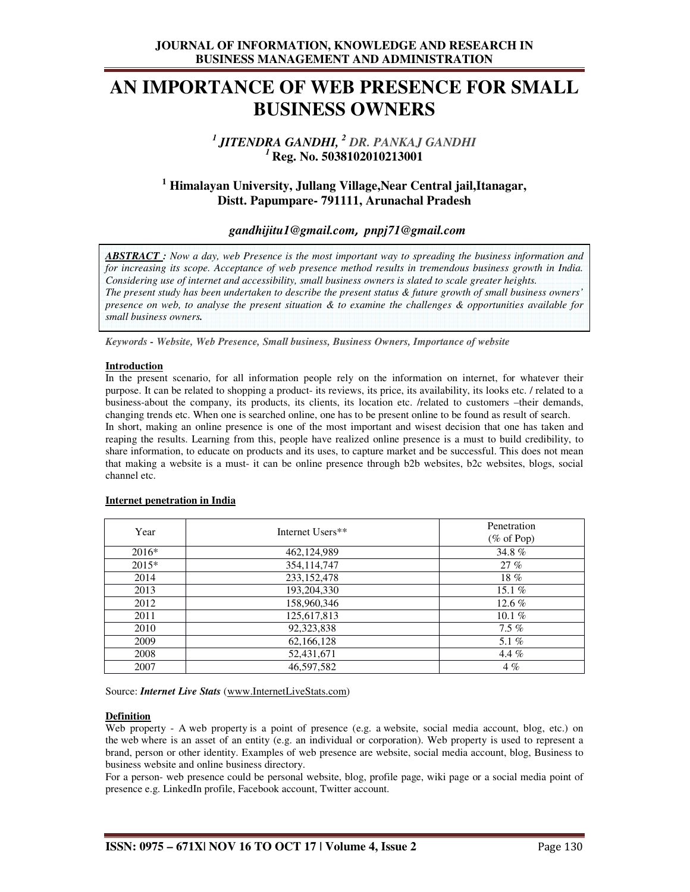# AN IMPORTANCE OF WEB PRESENCE FOR SMALL BUSINESS OWNERS

***[1] JITENDRA GANDHI, [2] DR. PANKAJ GANDHI***
**[1] Reg. No. 5038102010213001**

**[1] Himalayan University, Jullang Village,Near Central jail,Itanagar, Distt. Papumpare- 791111, Arunachal Pradesh**

***gandhijitu1@gmail.com, pnpj71@gmail.com***

***ABSTRACT :*** *Now a day, web Presence is the most important way to spreading the business information and for increasing its scope. Acceptance of web presence method results in tremendous business growth in India. Considering use of internet and accessibility, small business owners is slated to scale greater heights. The present study has been undertaken to describe the present status & future growth of small business owners' presence on web, to analyse the present situation & to examine the challenges & opportunities available for small business owners.*

***Keywords - Website, Web Presence, Small business, Business Owners, Importance of website***

## Introduction

In the present scenario, for all information people rely on the information on internet, for whatever their purpose. It can be related to shopping a product- its reviews, its price, its availability, its looks etc. / related to a business-about the company, its products, its clients, its location etc. /related to customers –their demands, changing trends etc. When one is searched online, one has to be present online to be found as result of search.

In short, making an online presence is one of the most important and wisest decision that one has taken and reaping the results. Learning from this, people have realized online presence is a must to build credibility, to share information, to educate on products and its uses, to capture market and be successful. This does not mean that making a website is a must- it can be online presence through b2b websites, b2c websites, blogs, social channel etc.

## Internet penetration in India

| Year | Internet Users** | Penetration (% of Pop) |
|---|---|---|
| 2016* | 462,124,989 | 34.8 % |
| 2015* | 354,114,747 | 27 % |
| 2014 | 233,152,478 | 18 % |
| 2013 | 193,204,330 | 15.1 % |
| 2012 | 158,960,346 | 12.6 % |
| 2011 | 125,617,813 | 10.1 % |
| 2010 | 92,323,838 | 7.5 % |
| 2009 | 62,166,128 | 5.1 % |
| 2008 | 52,431,671 | 4.4 % |
| 2007 | 46,597,582 | 4 % |

Source: ***Internet Live Stats*** (www.InternetLiveStats.com)

## Definition

Web property - A web property is a point of presence (e.g. a website, social media account, blog, etc.) on the web where is an asset of an entity (e.g. an individual or corporation). Web property is used to represent a brand, person or other identity. Examples of web presence are website, social media account, blog, Business to business website and online business directory.

For a person- web presence could be personal website, blog, profile page, wiki page or a social media point of presence e.g. LinkedIn profile, Facebook account, Twitter account.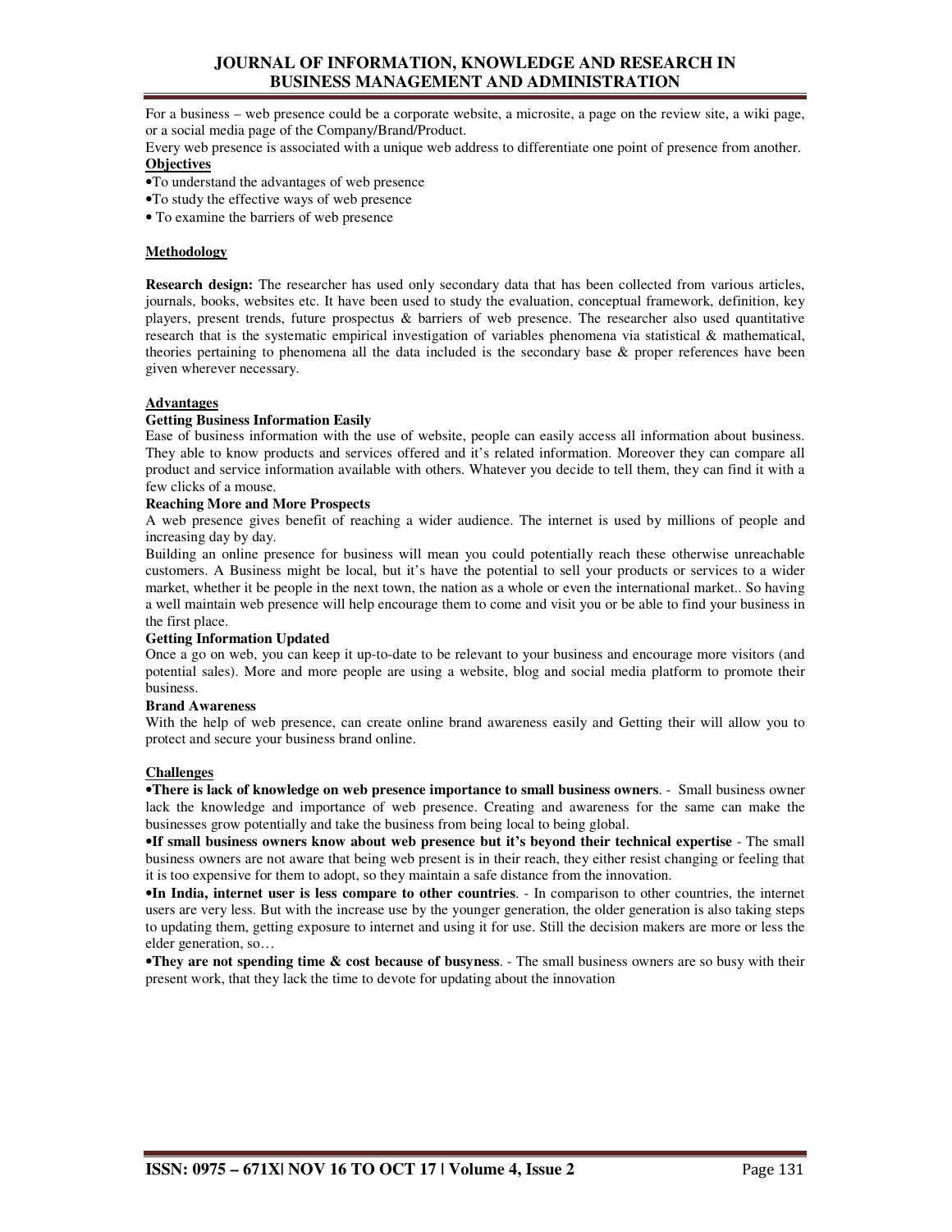For a business – web presence could be a corporate website, a microsite, a page on the review site, a wiki page, or a social media page of the Company/Brand/Product.

Every web presence is associated with a unique web address to differentiate one point of presence from another.

**Objectives**

- To understand the advantages of web presence
- To study the effective ways of web presence
- To examine the barriers of web presence

**Methodology**

**Research design:** The researcher has used only secondary data that has been collected from various articles, journals, books, websites etc. It have been used to study the evaluation, conceptual framework, definition, key players, present trends, future prospectus & barriers of web presence. The researcher also used quantitative research that is the systematic empirical investigation of variables phenomena via statistical & mathematical, theories pertaining to phenomena all the data included is the secondary base & proper references have been given wherever necessary.

**Advantages**

**Getting Business Information Easily**

Ease of business information with the use of website, people can easily access all information about business. They able to know products and services offered and it's related information. Moreover they can compare all product and service information available with others. Whatever you decide to tell them, they can find it with a few clicks of a mouse.

**Reaching More and More Prospects**

A web presence gives benefit of reaching a wider audience. The internet is used by millions of people and increasing day by day.

Building an online presence for business will mean you could potentially reach these otherwise unreachable customers. A Business might be local, but it's have the potential to sell your products or services to a wider market, whether it be people in the next town, the nation as a whole or even the international market.. So having a well maintain web presence will help encourage them to come and visit you or be able to find your business in the first place.

**Getting Information Updated**

Once a go on web, you can keep it up-to-date to be relevant to your business and encourage more visitors (and potential sales). More and more people are using a website, blog and social media platform to promote their business.

**Brand Awareness**

With the help of web presence, can create online brand awareness easily and Getting their will allow you to protect and secure your business brand online.

**Challenges**

- **There is lack of knowledge on web presence importance to small business owners**. - Small business owner lack the knowledge and importance of web presence. Creating and awareness for the same can make the businesses grow potentially and take the business from being local to being global.
- **If small business owners know about web presence but it's beyond their technical expertise** - The small business owners are not aware that being web present is in their reach, they either resist changing or feeling that it is too expensive for them to adopt, so they maintain a safe distance from the innovation.
- **In India, internet user is less compare to other countries**. - In comparison to other countries, the internet users are very less. But with the increase use by the younger generation, the older generation is also taking steps to updating them, getting exposure to internet and using it for use. Still the decision makers are more or less the elder generation, so…
- **They are not spending time & cost because of busyness**. - The small business owners are so busy with their present work, that they lack the time to devote for updating about the innovation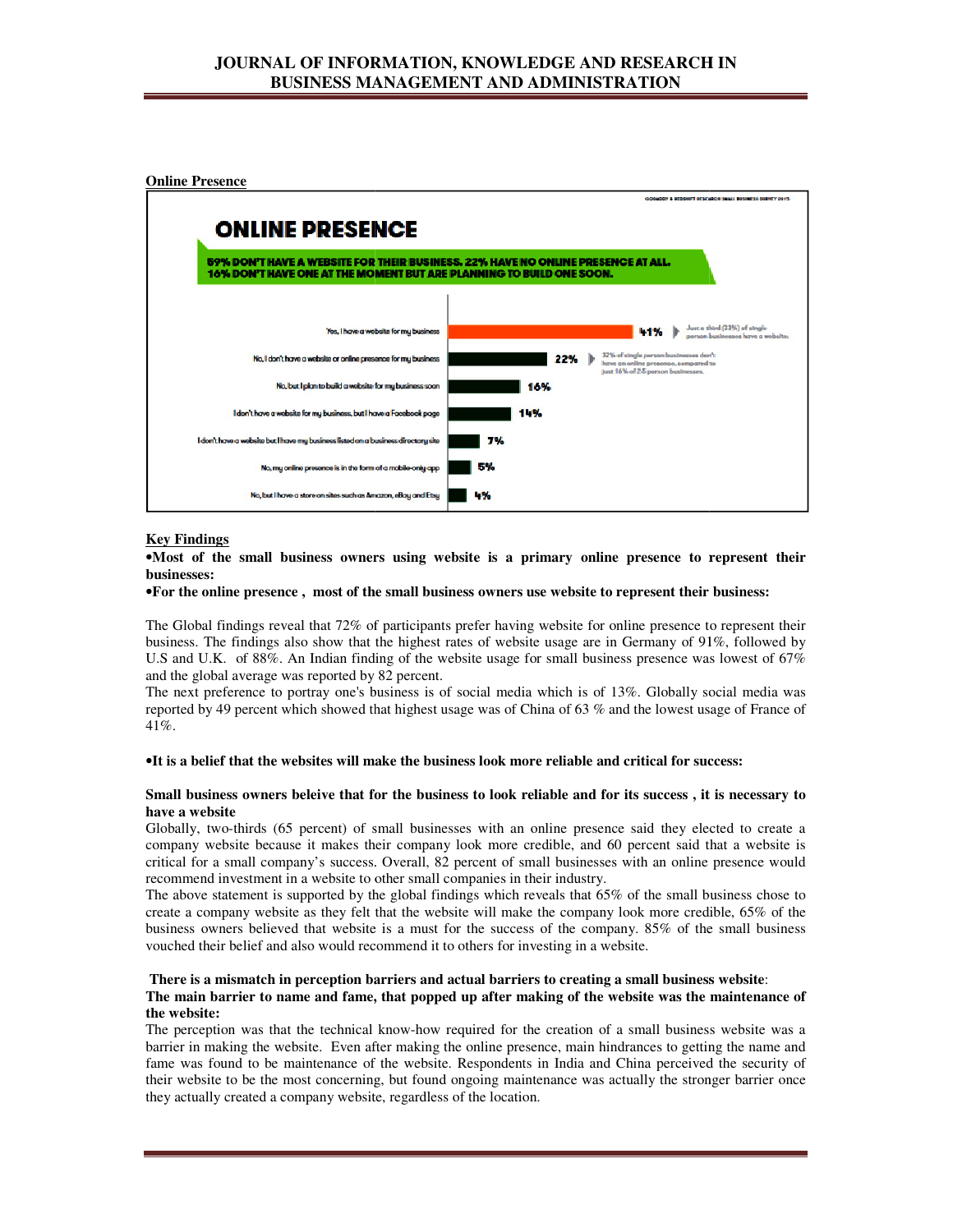**Online Presence**

ONLINE PRESENCE

59% DON'T HAVE A WEBSITE FOR THEIR BUSINESS. 22% HAVE NO ONLINE PRESENCE AT ALL. 16% DON'T HAVE ONE AT THE MOMENT BUT ARE PLANNING TO BUILD ONE SOON.

| Response | % |
| --- | --- |
| Yes, I have a website for my business | 41% |
| No, I don't have a website or online presence for my business | 22% |
| No, but I plan to build a website for my business soon | 16% |
| I don't have a website for my business, but I have a Facebook page | 14% |
| I don't have a website but I have my business listed on a business directory site | 7% |
| No, my online presence is in the form of a mobile-only app | 5% |
| No, but I have a store on sites such as Amazon, eBay and Etsy | 4% |

Just a third (33%) of single-person businesses have a website.

32% of single person businesses don't have an online presence, compared to just 16% of 2-5 person businesses.

**Key Findings**

**•Most of the small business owners using website is a primary online presence to represent their businesses:**

**•For the online presence , most of the small business owners use website to represent their business:**

The Global findings reveal that 72% of participants prefer having website for online presence to represent their business. The findings also show that the highest rates of website usage are in Germany of 91%, followed by U.S and U.K. of 88%. An Indian finding of the website usage for small business presence was lowest of 67% and the global average was reported by 82 percent.

The next preference to portray one's business is of social media which is of 13%. Globally social media was reported by 49 percent which showed that highest usage was of China of 63 % and the lowest usage of France of 41%.

**•It is a belief that the websites will make the business look more reliable and critical for success:**

**Small business owners beleive that for the business to look reliable and for its success , it is necessary to have a website**

Globally, two-thirds (65 percent) of small businesses with an online presence said they elected to create a company website because it makes their company look more credible, and 60 percent said that a website is critical for a small company's success. Overall, 82 percent of small businesses with an online presence would recommend investment in a website to other small companies in their industry.

The above statement is supported by the global findings which reveals that 65% of the small business chose to create a company website as they felt that the website will make the company look more credible, 65% of the business owners believed that website is a must for the success of the company. 85% of the small business vouched their belief and also would recommend it to others for investing in a website.

**There is a mismatch in perception barriers and actual barriers to creating a small business website**:

**The main barrier to name and fame, that popped up after making of the website was the maintenance of the website:**

The perception was that the technical know-how required for the creation of a small business website was a barrier in making the website. Even after making the online presence, main hindrances to getting the name and fame was found to be maintenance of the website. Respondents in India and China perceived the security of their website to be the most concerning, but found ongoing maintenance was actually the stronger barrier once they actually created a company website, regardless of the location.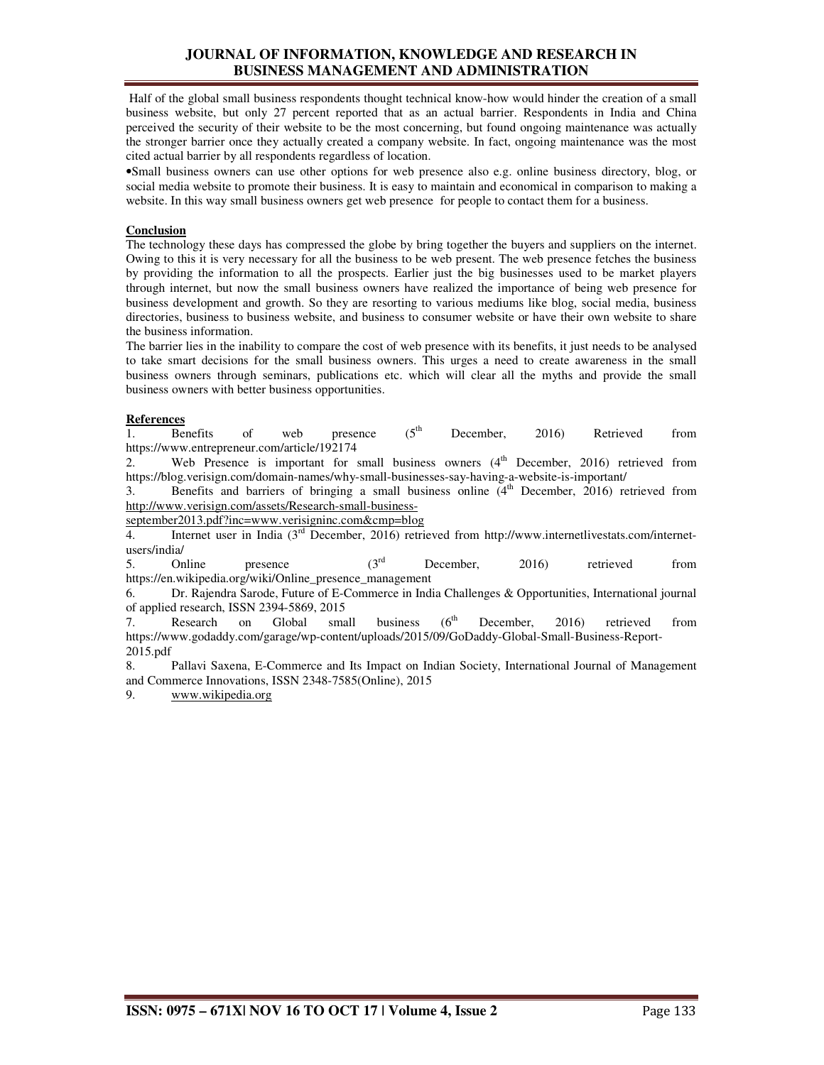Half of the global small business respondents thought technical know-how would hinder the creation of a small business website, but only 27 percent reported that as an actual barrier. Respondents in India and China perceived the security of their website to be the most concerning, but found ongoing maintenance was actually the stronger barrier once they actually created a company website. In fact, ongoing maintenance was the most cited actual barrier by all respondents regardless of location.

•Small business owners can use other options for web presence also e.g. online business directory, blog, or social media website to promote their business. It is easy to maintain and economical in comparison to making a website. In this way small business owners get web presence for people to contact them for a business.

## Conclusion

The technology these days has compressed the globe by bring together the buyers and suppliers on the internet. Owing to this it is very necessary for all the business to be web present. The web presence fetches the business by providing the information to all the prospects. Earlier just the big businesses used to be market players through internet, but now the small business owners have realized the importance of being web presence for business development and growth. So they are resorting to various mediums like blog, social media, business directories, business to business website, and business to consumer website or have their own website to share the business information.

The barrier lies in the inability to compare the cost of web presence with its benefits, it just needs to be analysed to take smart decisions for the small business owners. This urges a need to create awareness in the small business owners through seminars, publications etc. which will clear all the myths and provide the small business owners with better business opportunities.

## References

1. Benefits of web presence (5th December, 2016) Retrieved from https://www.entrepreneur.com/article/192174
2. Web Presence is important for small business owners (4th December, 2016) retrieved from https://blog.verisign.com/domain-names/why-small-businesses-say-having-a-website-is-important/
3. Benefits and barriers of bringing a small business online (4th December, 2016) retrieved from http://www.verisign.com/assets/Research-small-business-september2013.pdf?inc=www.verisigninc.com&cmp=blog
4. Internet user in India (3rd December, 2016) retrieved from http://www.internetlivestats.com/internet-users/india/
5. Online presence (3rd December, 2016) retrieved from https://en.wikipedia.org/wiki/Online_presence_management
6. Dr. Rajendra Sarode, Future of E-Commerce in India Challenges & Opportunities, International journal of applied research, ISSN 2394-5869, 2015
7. Research on Global small business (6th December, 2016) retrieved from https://www.godaddy.com/garage/wp-content/uploads/2015/09/GoDaddy-Global-Small-Business-Report-2015.pdf
8. Pallavi Saxena, E-Commerce and Its Impact on Indian Society, International Journal of Management and Commerce Innovations, ISSN 2348-7585(Online), 2015
9. www.wikipedia.org